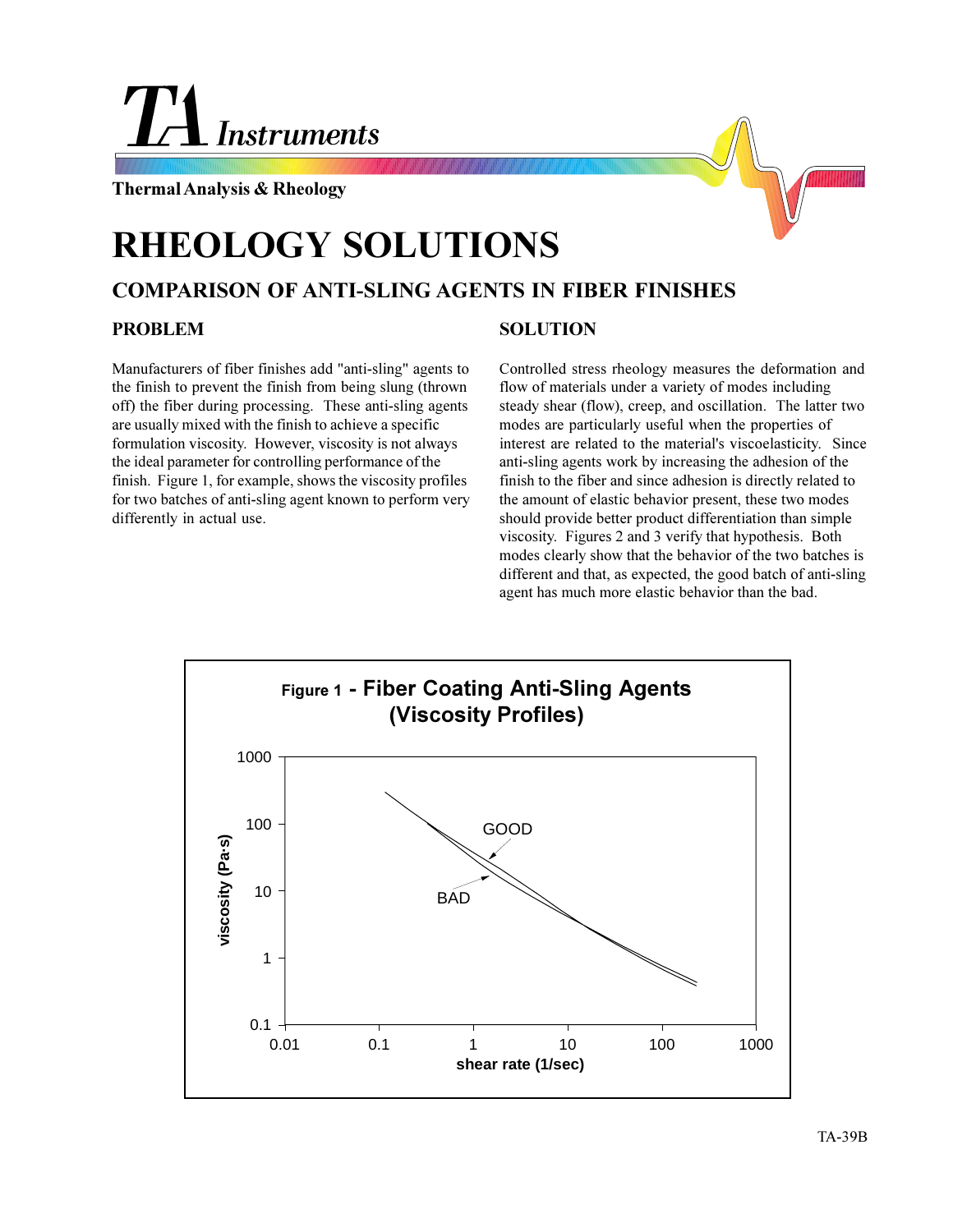# RHEOLOGY SOLUTIONS

## COMPARISON OF ANTI-SLING AGENTS IN FIBER FINISHES

### PROBLEM

Manufacturers of fiber finishes add "anti-sling" agents to the finish to prevent the finish from being slung (thrown off) the fiber during processing. These anti-sling agents are usually mixed with the finish to achieve a specific formulation viscosity. However, viscosity is not always the ideal parameter for controlling performance of the finish. Figure 1, for example, shows the viscosity profiles for two batches of anti-sling agent known to perform very differently in actual use.

### SOLUTION

Controlled stress rheology measures the deformation and flow of materials under a variety of modes including steady shear (flow), creep, and oscillation. The latter two modes are particularly useful when the properties of interest are related to the material's viscoelasticity. Since anti-sling agents work by increasing the adhesion of the finish to the fiber and since adhesion is directly related to the amount of elastic behavior present, these two modes should provide better product differentiation than simple viscosity. Figures 2 and 3 verify that hypothesis. Both modes clearly show that the behavior of the two batches is different and that, as expected, the good batch of anti-sling agent has much more elastic behavior than the bad.

**Figure 1 - Fiber Coating Anti-Sling Agents (Viscosity Profiles)**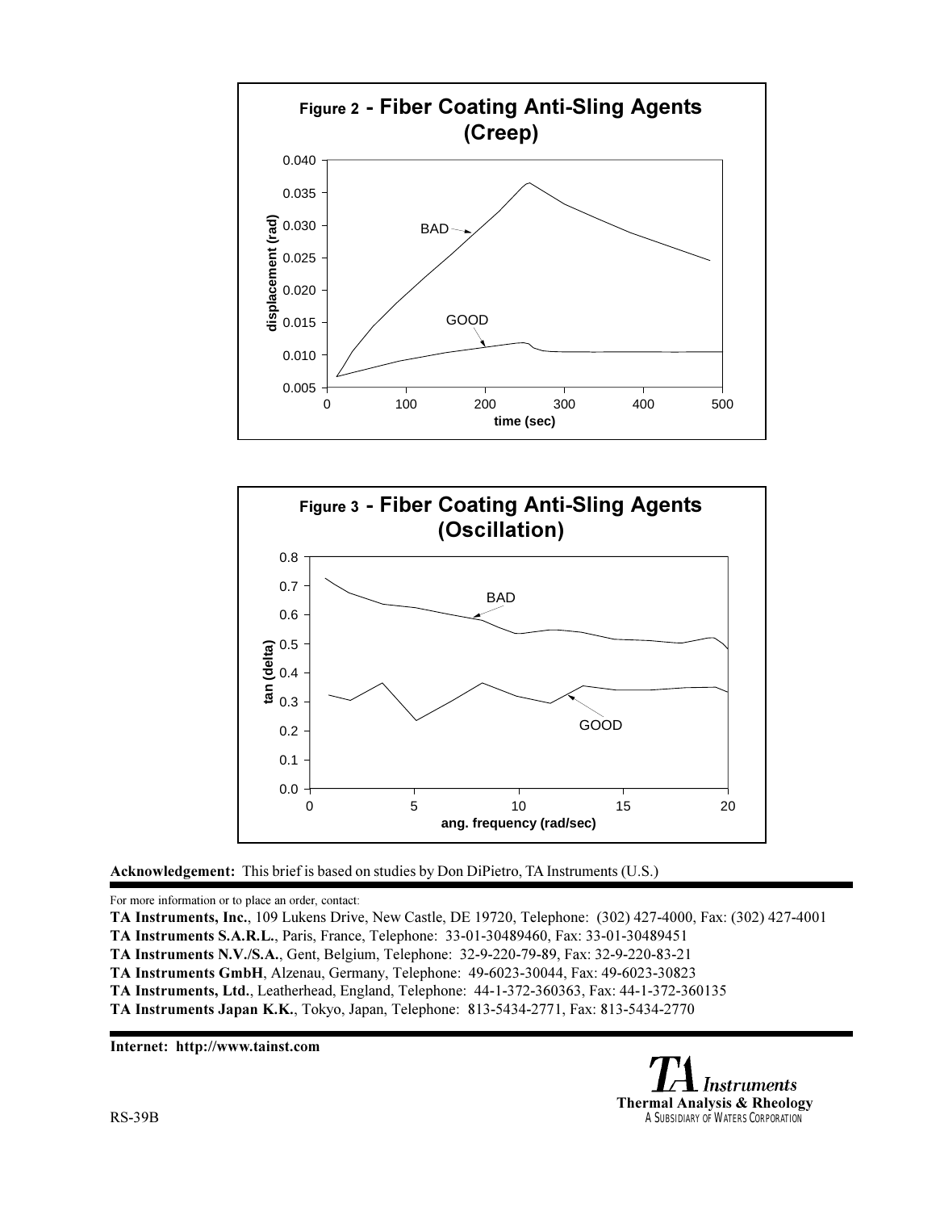**Figure 2 - Fiber Coating Anti-Sling Agents (Creep)**

displacement (rad)

0.040
0.035
0.030
0.025
0.020
0.015
0.010
0.005

time (sec)

0 100 200 300 400 500

BAD

GOOD

**Figure 3 - Fiber Coating Anti-Sling Agents (Oscillation)**

tan (delta)

0.8
0.7
0.6
0.5
0.4
0.3
0.2
0.1
0.0

ang. frequency (rad/sec)

0 5 10 15 20

BAD

GOOD

**Acknowledgement:** This brief is based on studies by Don DiPietro, TA Instruments (U.S.)

For more information or to place an order, contact:

**TA Instruments, Inc.**, 109 Lukens Drive, New Castle, DE 19720, Telephone: (302) 427-4000, Fax: (302) 427-4001
**TA Instruments S.A.R.L.**, Paris, France, Telephone: 33-01-30489460, Fax: 33-01-30489451
**TA Instruments N.V./S.A.**, Gent, Belgium, Telephone: 32-9-220-79-89, Fax: 32-9-220-83-21
**TA Instruments GmbH**, Alzenau, Germany, Telephone: 49-6023-30044, Fax: 49-6023-30823
**TA Instruments, Ltd.**, Leatherhead, England, Telephone: 44-1-372-360363, Fax: 44-1-372-360135
**TA Instruments Japan K.K.**, Tokyo, Japan, Telephone: 813-5434-2771, Fax: 813-5434-2770

**Internet: http://www.tainst.com**

TA Instruments
**Thermal Analysis & Rheology**
A SUBSIDIARY OF WATERS CORPORATION

RS-39B